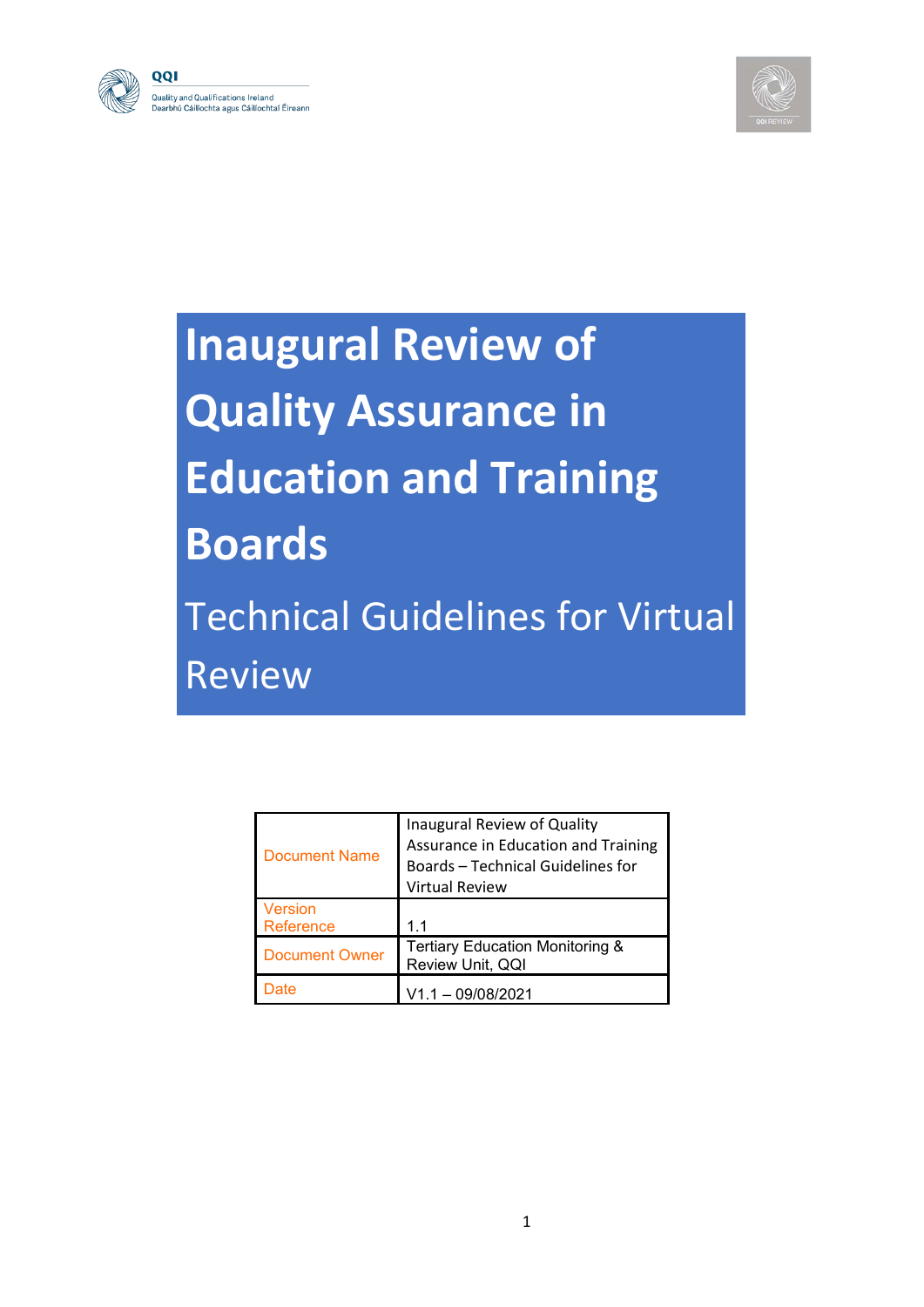QQI

Quality and Qualifications Ireland
Dearbhú Cáilíochta agus Cáilíochtaí Éireann

# Inaugural Review of Quality Assurance in Education and Training Boards

## Technical Guidelines for Virtual Review

| Document Name | Inaugural Review of Quality Assurance in Education and Training Boards – Technical Guidelines for Virtual Review |
|---|---|
| Version Reference | 1.1 |
| Document Owner | Tertiary Education Monitoring & Review Unit, QQI |
| Date | V1.1 – 09/08/2021 |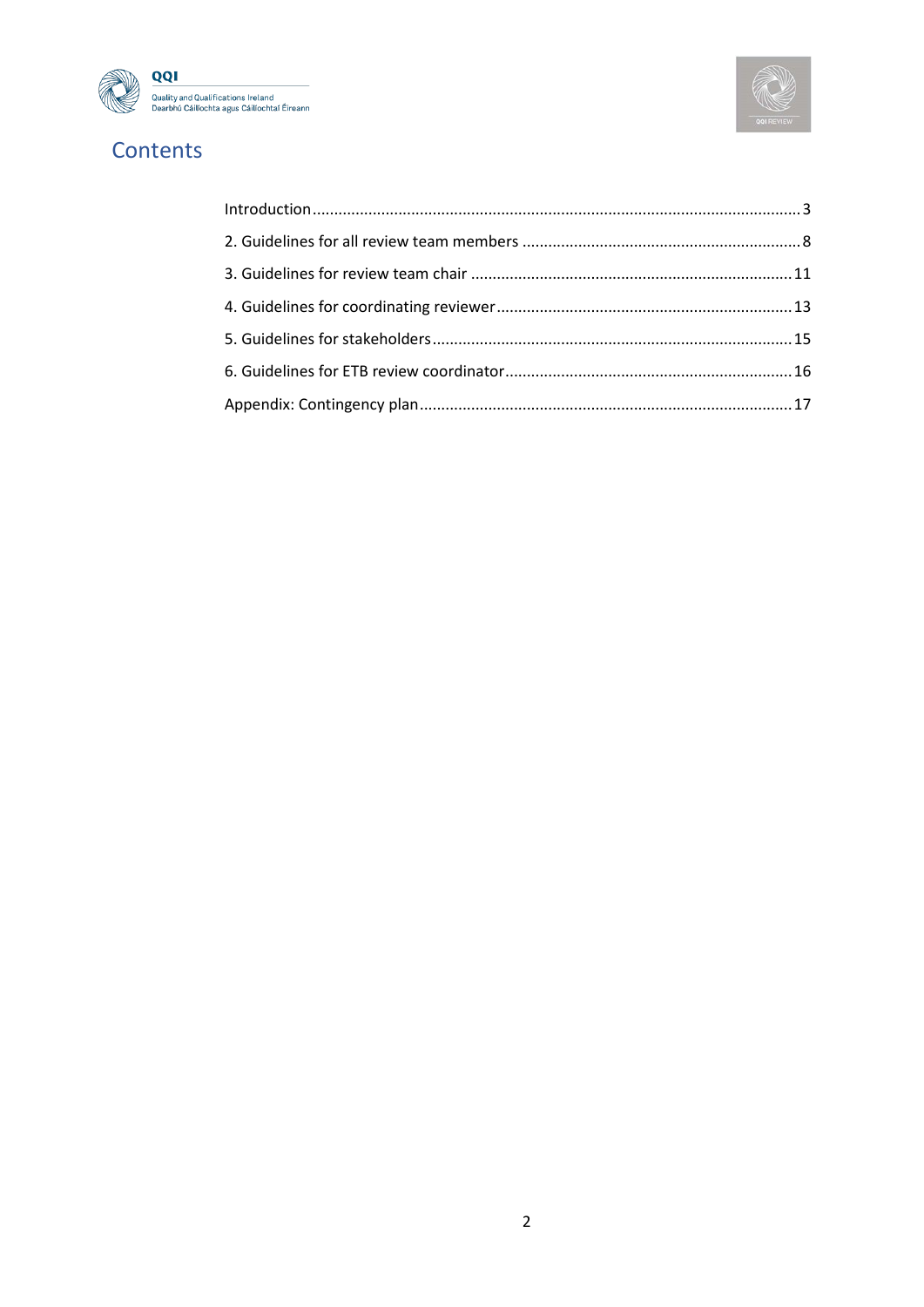# Contents

Introduction ... 3

2. Guidelines for all review team members ... 8

3. Guidelines for review team chair ... 11

4. Guidelines for coordinating reviewer ... 13

5. Guidelines for stakeholders ... 15

6. Guidelines for ETB review coordinator ... 16

Appendix: Contingency plan ... 17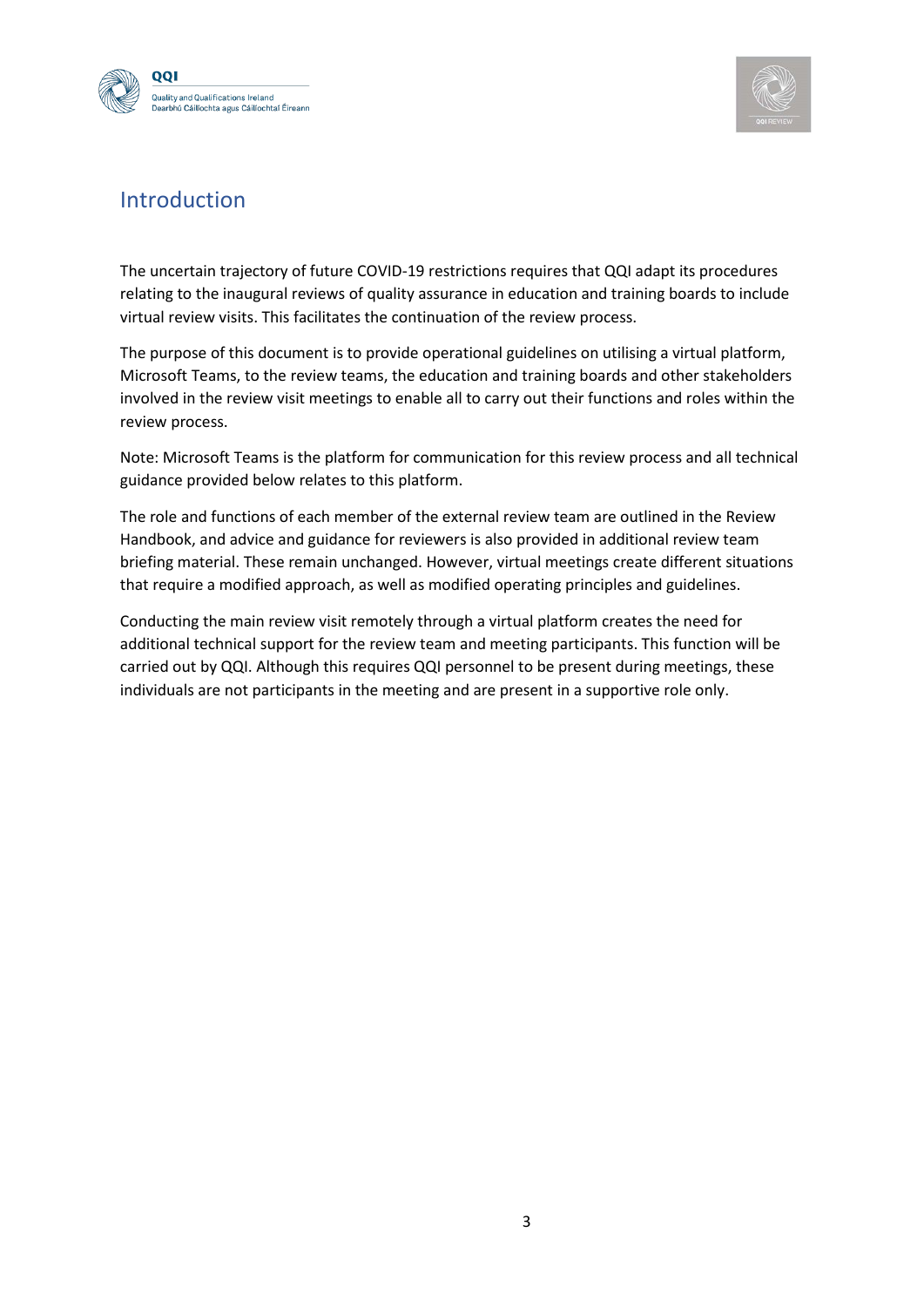## Introduction

The uncertain trajectory of future COVID-19 restrictions requires that QQI adapt its procedures relating to the inaugural reviews of quality assurance in education and training boards to include virtual review visits. This facilitates the continuation of the review process.

The purpose of this document is to provide operational guidelines on utilising a virtual platform, Microsoft Teams, to the review teams, the education and training boards and other stakeholders involved in the review visit meetings to enable all to carry out their functions and roles within the review process.

Note: Microsoft Teams is the platform for communication for this review process and all technical guidance provided below relates to this platform.

The role and functions of each member of the external review team are outlined in the Review Handbook, and advice and guidance for reviewers is also provided in additional review team briefing material. These remain unchanged. However, virtual meetings create different situations that require a modified approach, as well as modified operating principles and guidelines.

Conducting the main review visit remotely through a virtual platform creates the need for additional technical support for the review team and meeting participants. This function will be carried out by QQI. Although this requires QQI personnel to be present during meetings, these individuals are not participants in the meeting and are present in a supportive role only.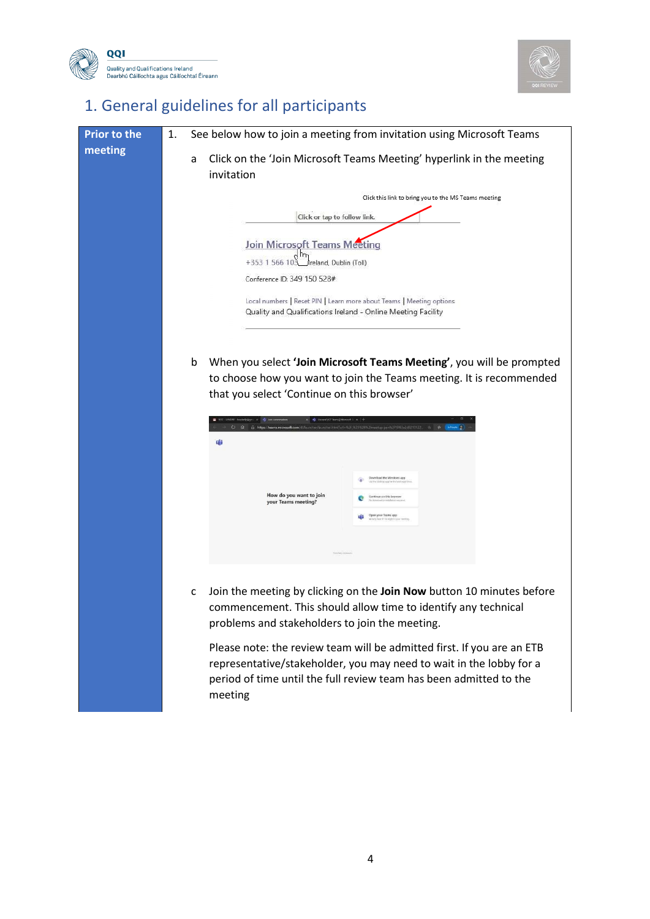# 1. General guidelines for all participants

| Prior to the meeting | 1. See below how to join a meeting from invitation using Microsoft Teams |
|---|---|
| | a Click on the 'Join Microsoft Teams Meeting' hyperlink in the meeting invitation |
| | Click this link to bring you to the MS Teams meeting<br>Click or tap to follow link.<br>Join Microsoft Teams Meeting<br>+353 1 566 10... Ireland, Dublin (Toll)<br>Conference ID: 349 150 528#<br>Local numbers \| Reset PIN \| Learn more about Teams \| Meeting options<br>Quality and Qualifications Ireland - Online Meeting Facility |
| | b When you select **'Join Microsoft Teams Meeting'**, you will be prompted to choose how you want to join the Teams meeting. It is recommended that you select 'Continue on this browser' |
| | How do you want to join your Teams meeting? |
| | c Join the meeting by clicking on the **Join Now** button 10 minutes before commencement. This should allow time to identify any technical problems and stakeholders to join the meeting.<br><br>Please note: the review team will be admitted first. If you are an ETB representative/stakeholder, you may need to wait in the lobby for a period of time until the full review team has been admitted to the meeting |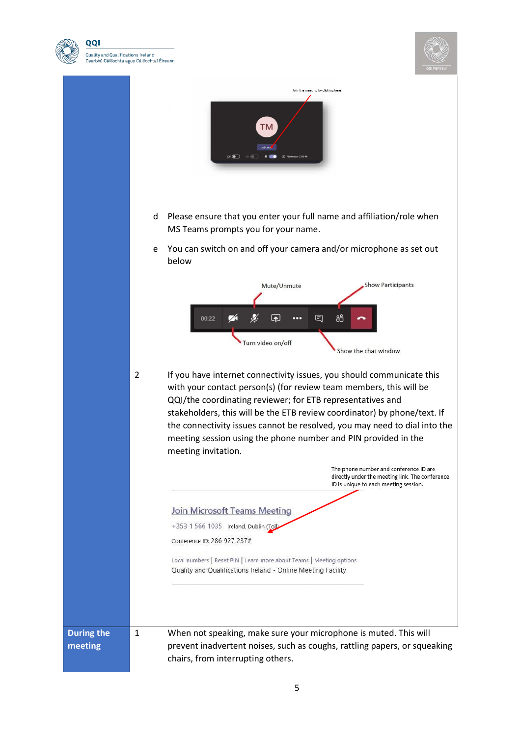Join the meeting by clicking here

d Please ensure that you enter your full name and affiliation/role when MS Teams prompts you for your name.

e You can switch on and off your camera and/or microphone as set out below

Mute/Unmute — Show Participants — Turn video on/off — Show the chat window

2 If you have internet connectivity issues, you should communicate this with your contact person(s) (for review team members, this will be QQI/the coordinating reviewer; for ETB representatives and stakeholders, this will be the ETB review coordinator) by phone/text. If the connectivity issues cannot be resolved, you may need to dial into the meeting session using the phone number and PIN provided in the meeting invitation.

The phone number and conference ID are directly under the meeting link. The conference ID is unique to each meeting session.

Join Microsoft Teams Meeting

+353 1 566 1035 Ireland, Dublin (Toll)

Conference ID: 286 927 237#

Local numbers | Reset PIN | Learn more about Teams | Meeting options

Quality and Qualifications Ireland - Online Meeting Facility

| | | |
|---|---|---|
| **During the meeting** | 1 | When not speaking, make sure your microphone is muted. This will prevent inadvertent noises, such as coughs, rattling papers, or squeaking chairs, from interrupting others. |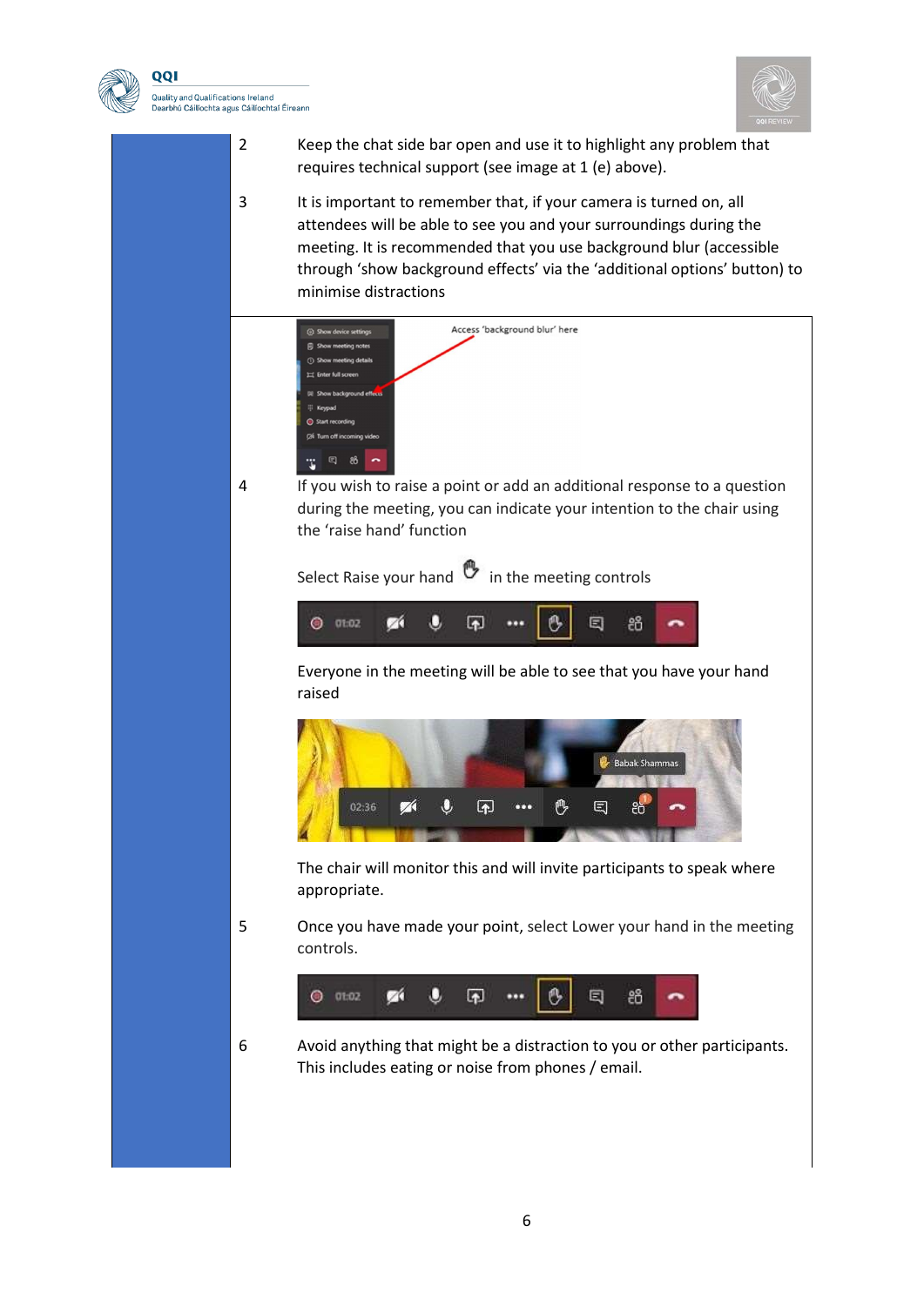2 Keep the chat side bar open and use it to highlight any problem that requires technical support (see image at 1 (e) above).

3 It is important to remember that, if your camera is turned on, all attendees will be able to see you and your surroundings during the meeting. It is recommended that you use background blur (accessible through 'show background effects' via the 'additional options' button) to minimise distractions

Access 'background blur' here

4 If you wish to raise a point or add an additional response to a question during the meeting, you can indicate your intention to the chair using the 'raise hand' function

Select Raise your hand in the meeting controls

Everyone in the meeting will be able to see that you have your hand raised

The chair will monitor this and will invite participants to speak where appropriate.

5 Once you have made your point, select Lower your hand in the meeting controls.

6 Avoid anything that might be a distraction to you or other participants. This includes eating or noise from phones / email.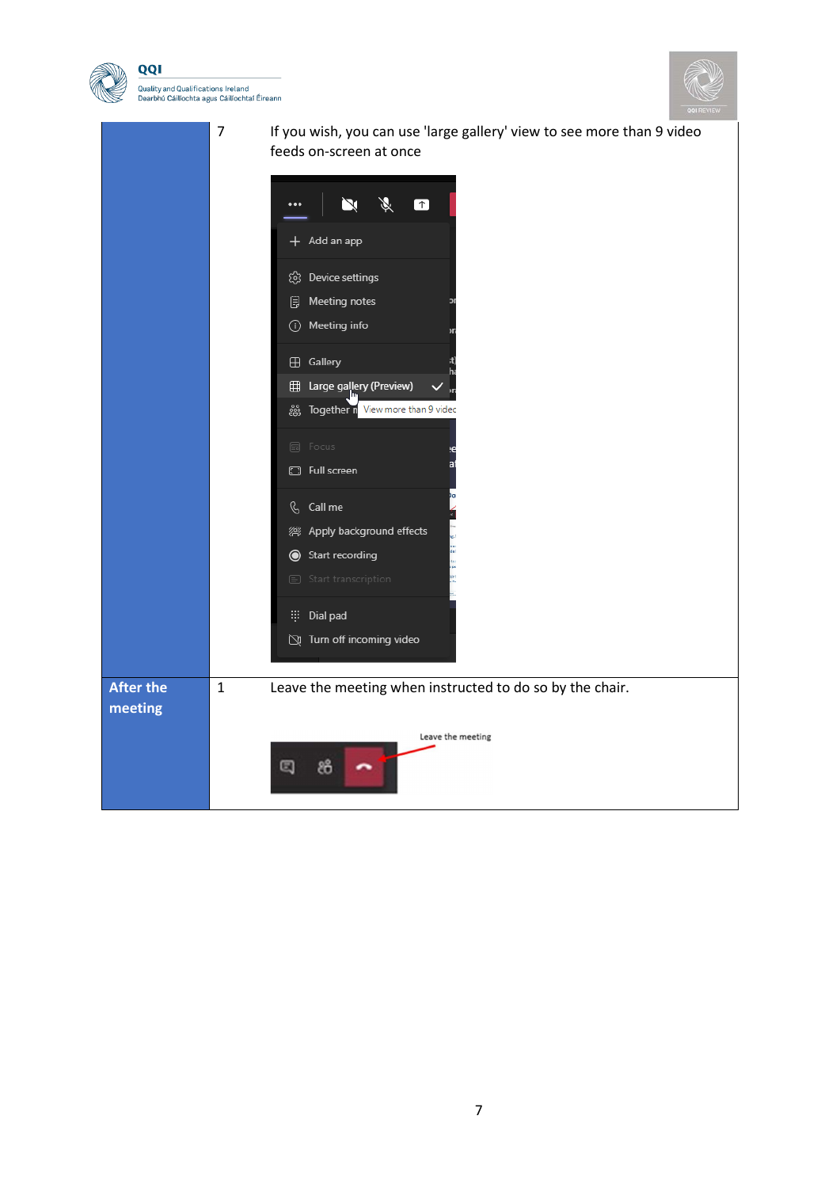| | | |
|---|---|---|
| | 7 | If you wish, you can use 'large gallery' view to see more than 9 video feeds on-screen at once |
| **After the meeting** | 1 | Leave the meeting when instructed to do so by the chair. |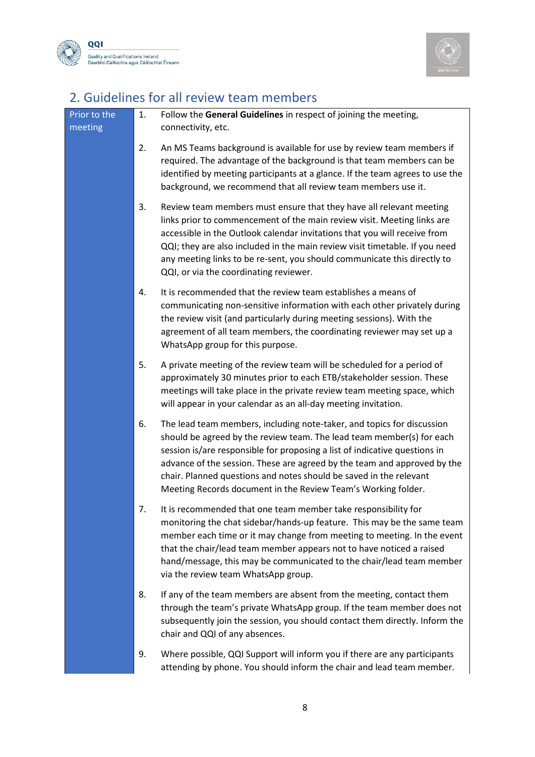## 2. Guidelines for all review team members

| Prior to the meeting | |
|---|---|
| | 1. Follow the **General Guidelines** in respect of joining the meeting, connectivity, etc. |
| | 2. An MS Teams background is available for use by review team members if required. The advantage of the background is that team members can be identified by meeting participants at a glance. If the team agrees to use the background, we recommend that all review team members use it. |
| | 3. Review team members must ensure that they have all relevant meeting links prior to commencement of the main review visit. Meeting links are accessible in the Outlook calendar invitations that you will receive from QQI; they are also included in the main review visit timetable. If you need any meeting links to be re-sent, you should communicate this directly to QQI, or via the coordinating reviewer. |
| | 4. It is recommended that the review team establishes a means of communicating non-sensitive information with each other privately during the review visit (and particularly during meeting sessions). With the agreement of all team members, the coordinating reviewer may set up a WhatsApp group for this purpose. |
| | 5. A private meeting of the review team will be scheduled for a period of approximately 30 minutes prior to each ETB/stakeholder session. These meetings will take place in the private review team meeting space, which will appear in your calendar as an all-day meeting invitation. |
| | 6. The lead team members, including note-taker, and topics for discussion should be agreed by the review team. The lead team member(s) for each session is/are responsible for proposing a list of indicative questions in advance of the session. These are agreed by the team and approved by the chair. Planned questions and notes should be saved in the relevant Meeting Records document in the Review Team's Working folder. |
| | 7. It is recommended that one team member take responsibility for monitoring the chat sidebar/hands-up feature. This may be the same team member each time or it may change from meeting to meeting. In the event that the chair/lead team member appears not to have noticed a raised hand/message, this may be communicated to the chair/lead team member via the review team WhatsApp group. |
| | 8. If any of the team members are absent from the meeting, contact them through the team's private WhatsApp group. If the team member does not subsequently join the session, you should contact them directly. Inform the chair and QQI of any absences. |
| | 9. Where possible, QQI Support will inform you if there are any participants attending by phone. You should inform the chair and lead team member. |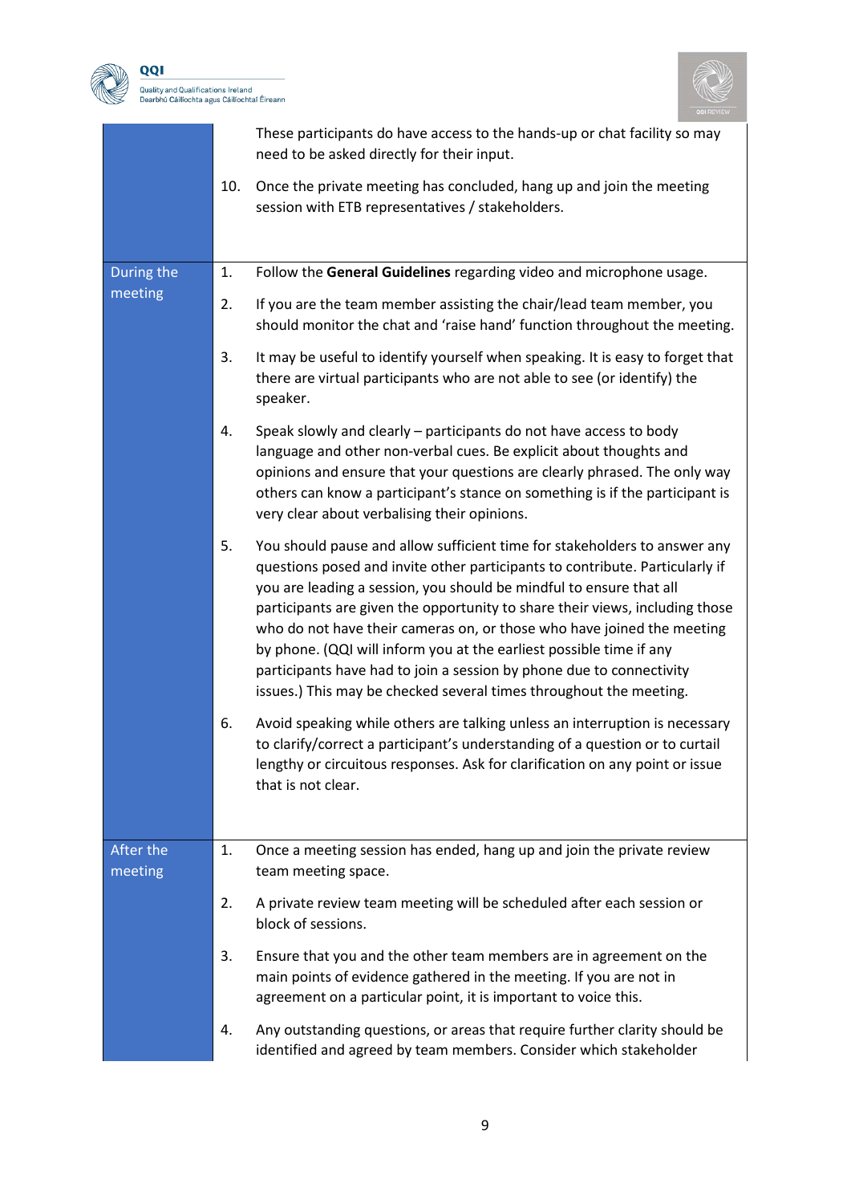| | |
|---|---|
| | These participants do have access to the hands-up or chat facility so may need to be asked directly for their input.<br><br>10. Once the private meeting has concluded, hang up and join the meeting session with ETB representatives / stakeholders. |
| During the meeting | 1. Follow the **General Guidelines** regarding video and microphone usage.<br><br>2. If you are the team member assisting the chair/lead team member, you should monitor the chat and 'raise hand' function throughout the meeting.<br><br>3. It may be useful to identify yourself when speaking. It is easy to forget that there are virtual participants who are not able to see (or identify) the speaker.<br><br>4. Speak slowly and clearly – participants do not have access to body language and other non-verbal cues. Be explicit about thoughts and opinions and ensure that your questions are clearly phrased. The only way others can know a participant's stance on something is if the participant is very clear about verbalising their opinions.<br><br>5. You should pause and allow sufficient time for stakeholders to answer any questions posed and invite other participants to contribute. Particularly if you are leading a session, you should be mindful to ensure that all participants are given the opportunity to share their views, including those who do not have their cameras on, or those who have joined the meeting by phone. (QQI will inform you at the earliest possible time if any participants have had to join a session by phone due to connectivity issues.) This may be checked several times throughout the meeting.<br><br>6. Avoid speaking while others are talking unless an interruption is necessary to clarify/correct a participant's understanding of a question or to curtail lengthy or circuitous responses. Ask for clarification on any point or issue that is not clear. |
| After the meeting | 1. Once a meeting session has ended, hang up and join the private review team meeting space.<br><br>2. A private review team meeting will be scheduled after each session or block of sessions.<br><br>3. Ensure that you and the other team members are in agreement on the main points of evidence gathered in the meeting. If you are not in agreement on a particular point, it is important to voice this.<br><br>4. Any outstanding questions, or areas that require further clarity should be identified and agreed by team members. Consider which stakeholder |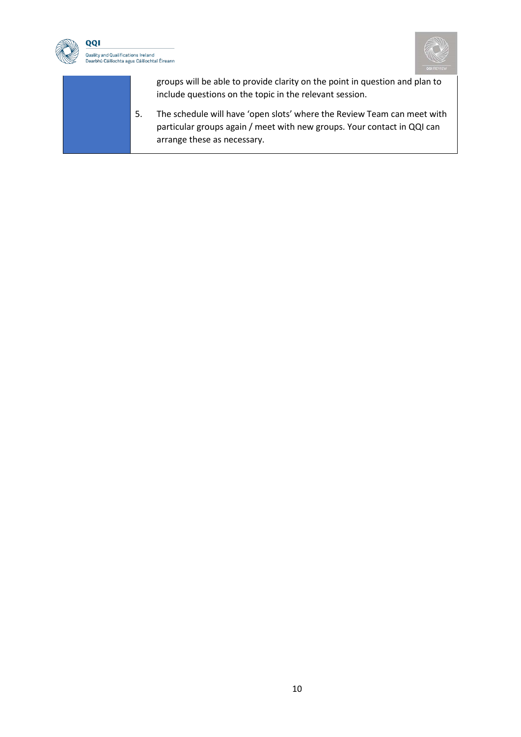groups will be able to provide clarity on the point in question and plan to include questions on the topic in the relevant session.

5. The schedule will have 'open slots' where the Review Team can meet with particular groups again / meet with new groups. Your contact in QQI can arrange these as necessary.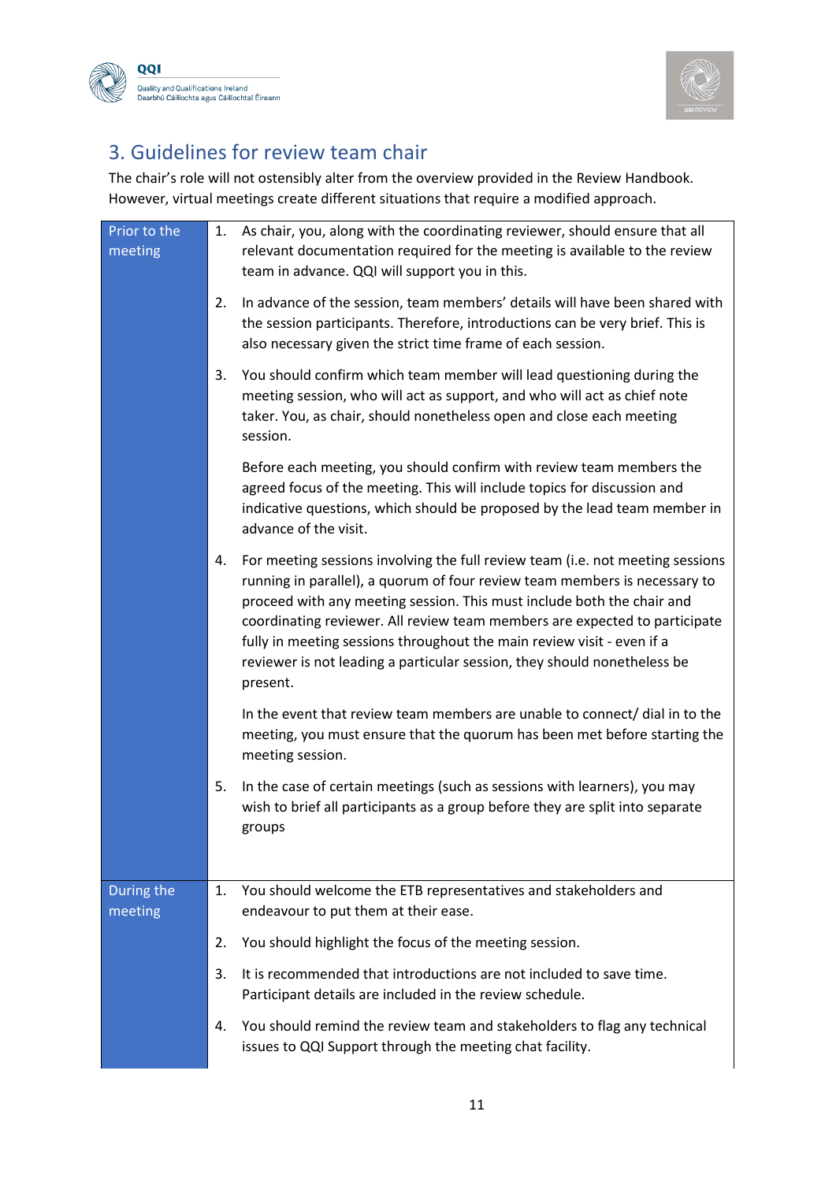## 3. Guidelines for review team chair

The chair's role will not ostensibly alter from the overview provided in the Review Handbook. However, virtual meetings create different situations that require a modified approach.

| | |
|---|---|
| Prior to the meeting | 1. As chair, you, along with the coordinating reviewer, should ensure that all relevant documentation required for the meeting is available to the review team in advance. QQI will support you in this.<br><br>2. In advance of the session, team members' details will have been shared with the session participants. Therefore, introductions can be very brief. This is also necessary given the strict time frame of each session.<br><br>3. You should confirm which team member will lead questioning during the meeting session, who will act as support, and who will act as chief note taker. You, as chair, should nonetheless open and close each meeting session.<br><br>Before each meeting, you should confirm with review team members the agreed focus of the meeting. This will include topics for discussion and indicative questions, which should be proposed by the lead team member in advance of the visit.<br><br>4. For meeting sessions involving the full review team (i.e. not meeting sessions running in parallel), a quorum of four review team members is necessary to proceed with any meeting session. This must include both the chair and coordinating reviewer. All review team members are expected to participate fully in meeting sessions throughout the main review visit - even if a reviewer is not leading a particular session, they should nonetheless be present.<br><br>In the event that review team members are unable to connect/ dial in to the meeting, you must ensure that the quorum has been met before starting the meeting session.<br><br>5. In the case of certain meetings (such as sessions with learners), you may wish to brief all participants as a group before they are split into separate groups |
| During the meeting | 1. You should welcome the ETB representatives and stakeholders and endeavour to put them at their ease.<br><br>2. You should highlight the focus of the meeting session.<br><br>3. It is recommended that introductions are not included to save time. Participant details are included in the review schedule.<br><br>4. You should remind the review team and stakeholders to flag any technical issues to QQI Support through the meeting chat facility. |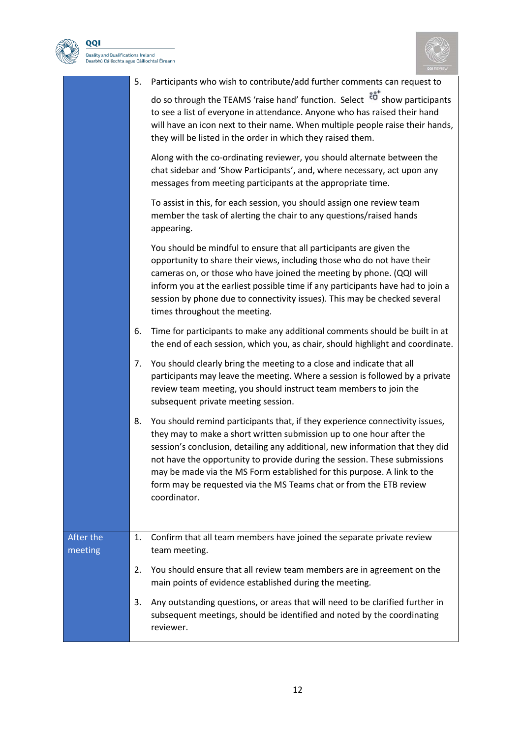| | |
|---|---|
| | 5. Participants who wish to contribute/add further comments can request to do so through the TEAMS 'raise hand' function. Select show participants to see a list of everyone in attendance. Anyone who has raised their hand will have an icon next to their name. When multiple people raise their hands, they will be listed in the order in which they raised them.<br><br>Along with the co-ordinating reviewer, you should alternate between the chat sidebar and 'Show Participants', and, where necessary, act upon any messages from meeting participants at the appropriate time.<br><br>To assist in this, for each session, you should assign one review team member the task of alerting the chair to any questions/raised hands appearing.<br><br>You should be mindful to ensure that all participants are given the opportunity to share their views, including those who do not have their cameras on, or those who have joined the meeting by phone. (QQI will inform you at the earliest possible time if any participants have had to join a session by phone due to connectivity issues). This may be checked several times throughout the meeting.<br><br>6. Time for participants to make any additional comments should be built in at the end of each session, which you, as chair, should highlight and coordinate.<br><br>7. You should clearly bring the meeting to a close and indicate that all participants may leave the meeting. Where a session is followed by a private review team meeting, you should instruct team members to join the subsequent private meeting session.<br><br>8. You should remind participants that, if they experience connectivity issues, they may to make a short written submission up to one hour after the session's conclusion, detailing any additional, new information that they did not have the opportunity to provide during the session. These submissions may be made via the MS Form established for this purpose. A link to the form may be requested via the MS Teams chat or from the ETB review coordinator. |
| After the meeting | 1. Confirm that all team members have joined the separate private review team meeting.<br><br>2. You should ensure that all review team members are in agreement on the main points of evidence established during the meeting.<br><br>3. Any outstanding questions, or areas that will need to be clarified further in subsequent meetings, should be identified and noted by the coordinating reviewer. |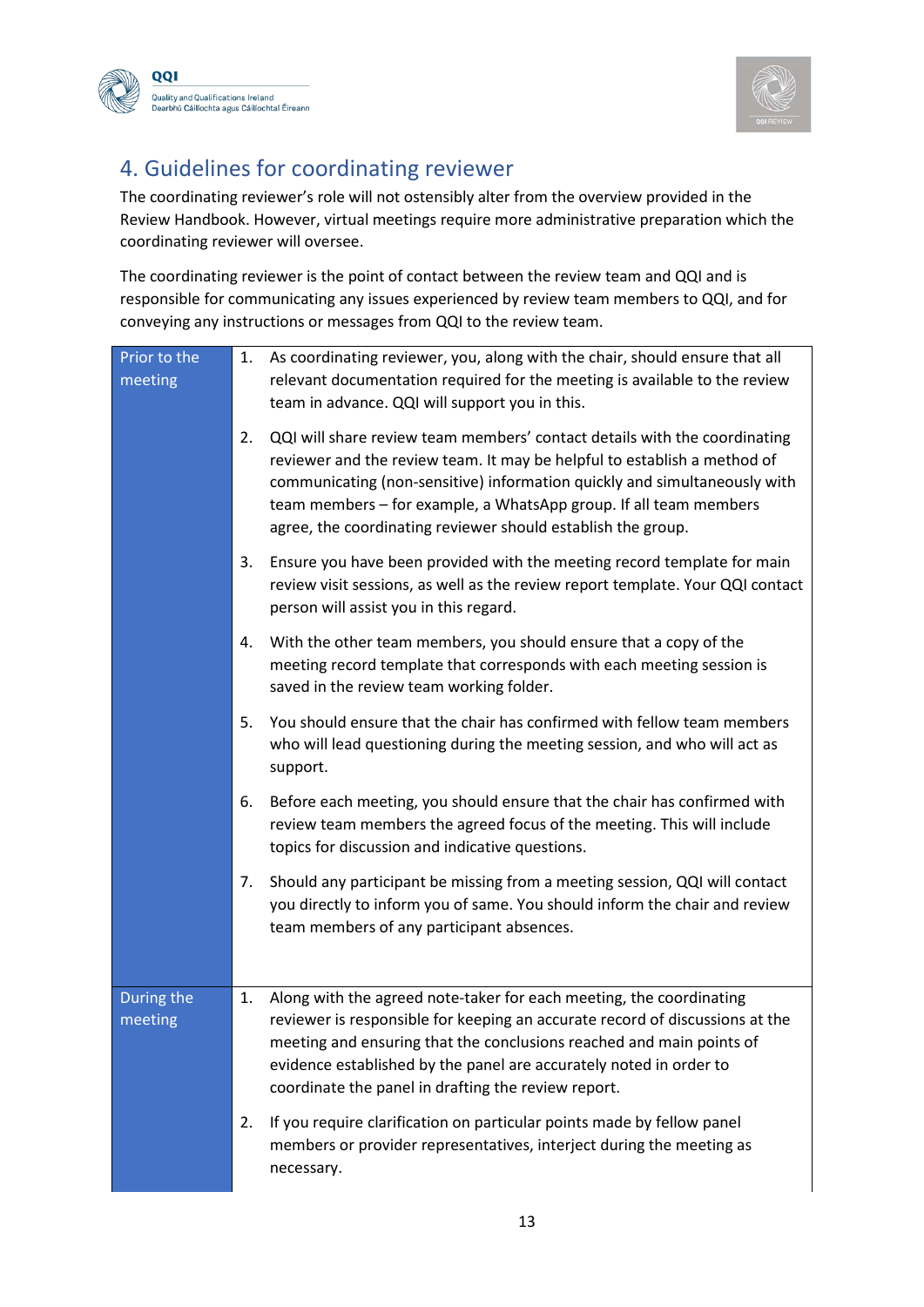## 4. Guidelines for coordinating reviewer

The coordinating reviewer's role will not ostensibly alter from the overview provided in the Review Handbook. However, virtual meetings require more administrative preparation which the coordinating reviewer will oversee.

The coordinating reviewer is the point of contact between the review team and QQI and is responsible for communicating any issues experienced by review team members to QQI, and for conveying any instructions or messages from QQI to the review team.

| | |
|---|---|
| Prior to the meeting | 1. As coordinating reviewer, you, along with the chair, should ensure that all relevant documentation required for the meeting is available to the review team in advance. QQI will support you in this.<br><br>2. QQI will share review team members' contact details with the coordinating reviewer and the review team. It may be helpful to establish a method of communicating (non-sensitive) information quickly and simultaneously with team members – for example, a WhatsApp group. If all team members agree, the coordinating reviewer should establish the group.<br><br>3. Ensure you have been provided with the meeting record template for main review visit sessions, as well as the review report template. Your QQI contact person will assist you in this regard.<br><br>4. With the other team members, you should ensure that a copy of the meeting record template that corresponds with each meeting session is saved in the review team working folder.<br><br>5. You should ensure that the chair has confirmed with fellow team members who will lead questioning during the meeting session, and who will act as support.<br><br>6. Before each meeting, you should ensure that the chair has confirmed with review team members the agreed focus of the meeting. This will include topics for discussion and indicative questions.<br><br>7. Should any participant be missing from a meeting session, QQI will contact you directly to inform you of same. You should inform the chair and review team members of any participant absences. |
| During the meeting | 1. Along with the agreed note-taker for each meeting, the coordinating reviewer is responsible for keeping an accurate record of discussions at the meeting and ensuring that the conclusions reached and main points of evidence established by the panel are accurately noted in order to coordinate the panel in drafting the review report.<br><br>2. If you require clarification on particular points made by fellow panel members or provider representatives, interject during the meeting as necessary. |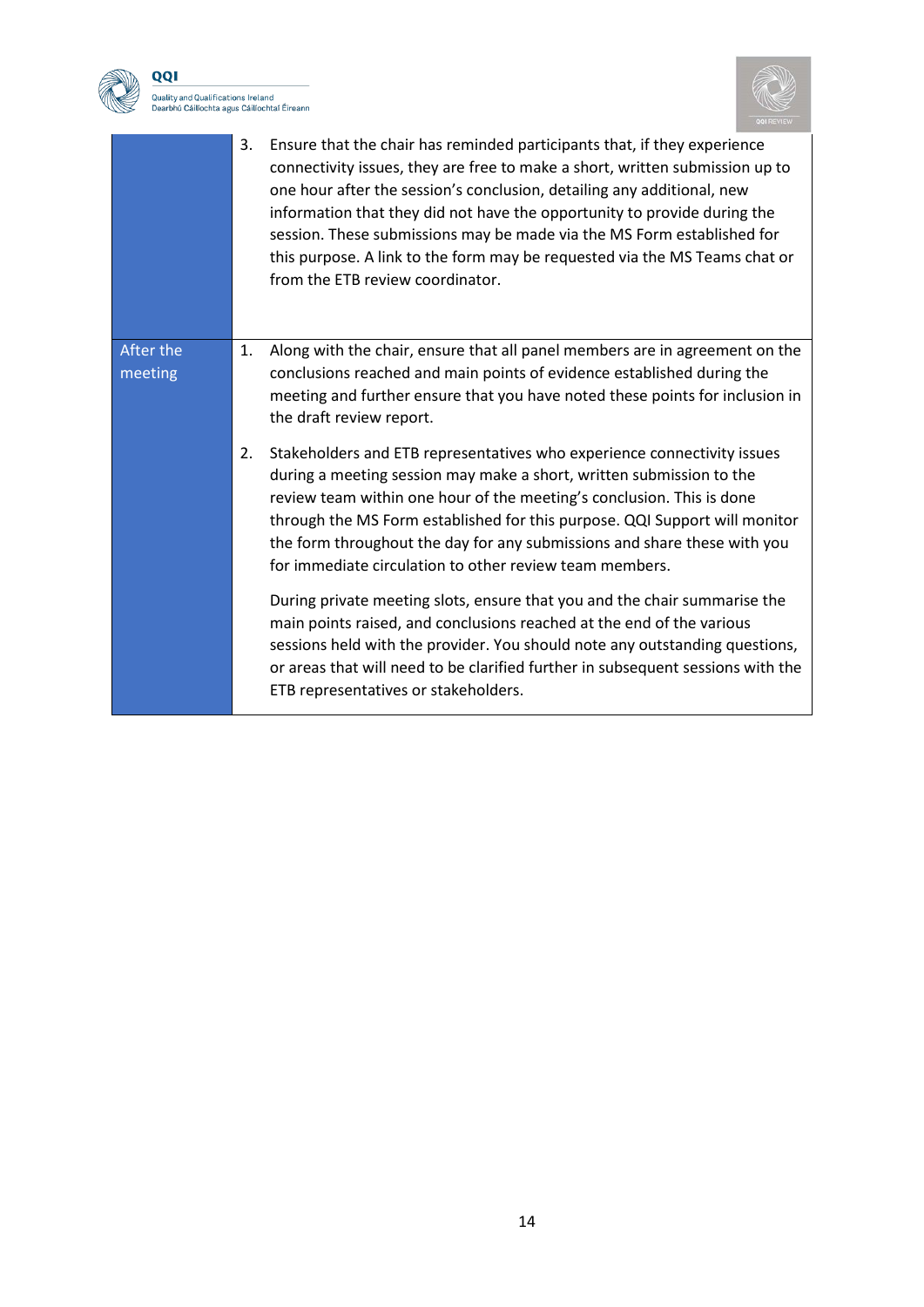|  |  |
|---|---|
|  | 3. Ensure that the chair has reminded participants that, if they experience connectivity issues, they are free to make a short, written submission up to one hour after the session's conclusion, detailing any additional, new information that they did not have the opportunity to provide during the session. These submissions may be made via the MS Form established for this purpose. A link to the form may be requested via the MS Teams chat or from the ETB review coordinator. |
| After the meeting | 1. Along with the chair, ensure that all panel members are in agreement on the conclusions reached and main points of evidence established during the meeting and further ensure that you have noted these points for inclusion in the draft review report.<br><br>2. Stakeholders and ETB representatives who experience connectivity issues during a meeting session may make a short, written submission to the review team within one hour of the meeting's conclusion. This is done through the MS Form established for this purpose. QQI Support will monitor the form throughout the day for any submissions and share these with you for immediate circulation to other review team members.<br><br>During private meeting slots, ensure that you and the chair summarise the main points raised, and conclusions reached at the end of the various sessions held with the provider. You should note any outstanding questions, or areas that will need to be clarified further in subsequent sessions with the ETB representatives or stakeholders. |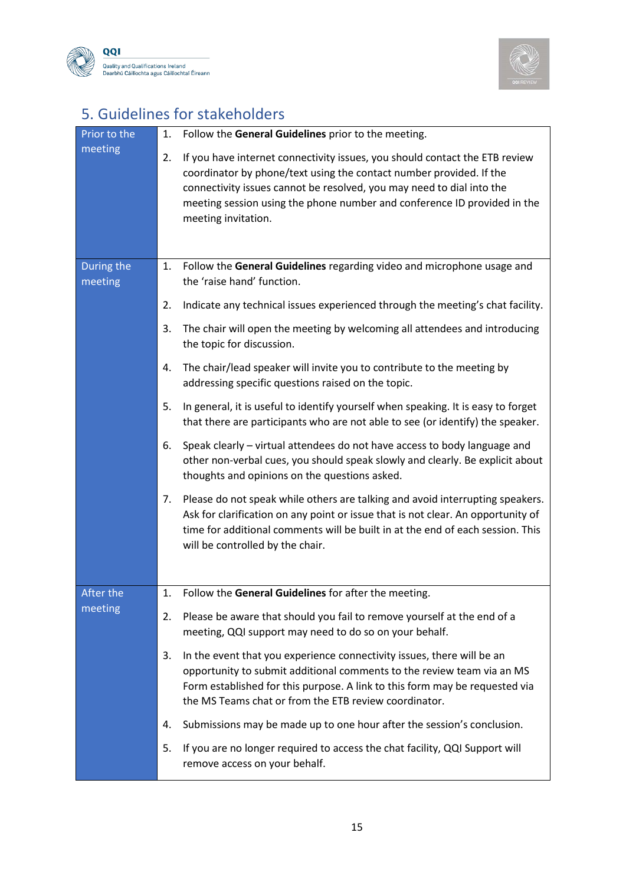## 5. Guidelines for stakeholders

| | |
|---|---|
| Prior to the meeting | 1. Follow the **General Guidelines** prior to the meeting.<br>2. If you have internet connectivity issues, you should contact the ETB review coordinator by phone/text using the contact number provided. If the connectivity issues cannot be resolved, you may need to dial into the meeting session using the phone number and conference ID provided in the meeting invitation. |
| During the meeting | 1. Follow the **General Guidelines** regarding video and microphone usage and the 'raise hand' function.<br>2. Indicate any technical issues experienced through the meeting's chat facility.<br>3. The chair will open the meeting by welcoming all attendees and introducing the topic for discussion.<br>4. The chair/lead speaker will invite you to contribute to the meeting by addressing specific questions raised on the topic.<br>5. In general, it is useful to identify yourself when speaking. It is easy to forget that there are participants who are not able to see (or identify) the speaker.<br>6. Speak clearly – virtual attendees do not have access to body language and other non-verbal cues, you should speak slowly and clearly. Be explicit about thoughts and opinions on the questions asked.<br>7. Please do not speak while others are talking and avoid interrupting speakers. Ask for clarification on any point or issue that is not clear. An opportunity of time for additional comments will be built in at the end of each session. This will be controlled by the chair. |
| After the meeting | 1. Follow the **General Guidelines** for after the meeting.<br>2. Please be aware that should you fail to remove yourself at the end of a meeting, QQI support may need to do so on your behalf.<br>3. In the event that you experience connectivity issues, there will be an opportunity to submit additional comments to the review team via an MS Form established for this purpose. A link to this form may be requested via the MS Teams chat or from the ETB review coordinator.<br>4. Submissions may be made up to one hour after the session's conclusion.<br>5. If you are no longer required to access the chat facility, QQI Support will remove access on your behalf. |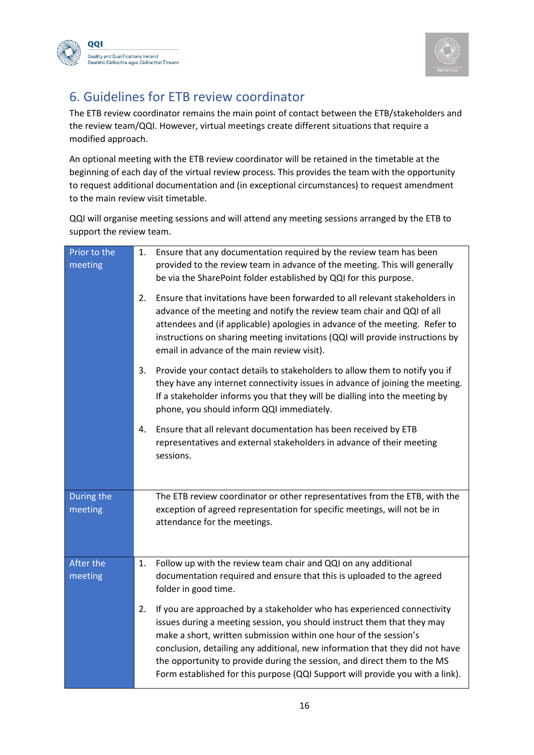## 6. Guidelines for ETB review coordinator

The ETB review coordinator remains the main point of contact between the ETB/stakeholders and the review team/QQI. However, virtual meetings create different situations that require a modified approach.

An optional meeting with the ETB review coordinator will be retained in the timetable at the beginning of each day of the virtual review process. This provides the team with the opportunity to request additional documentation and (in exceptional circumstances) to request amendment to the main review visit timetable.

QQI will organise meeting sessions and will attend any meeting sessions arranged by the ETB to support the review team.

| | |
|---|---|
| Prior to the meeting | 1. Ensure that any documentation required by the review team has been provided to the review team in advance of the meeting. This will generally be via the SharePoint folder established by QQI for this purpose.<br><br>2. Ensure that invitations have been forwarded to all relevant stakeholders in advance of the meeting and notify the review team chair and QQI of all attendees and (if applicable) apologies in advance of the meeting. Refer to instructions on sharing meeting invitations (QQI will provide instructions by email in advance of the main review visit).<br><br>3. Provide your contact details to stakeholders to allow them to notify you if they have any internet connectivity issues in advance of joining the meeting. If a stakeholder informs you that they will be dialling into the meeting by phone, you should inform QQI immediately.<br><br>4. Ensure that all relevant documentation has been received by ETB representatives and external stakeholders in advance of their meeting sessions. |
| During the meeting | The ETB review coordinator or other representatives from the ETB, with the exception of agreed representation for specific meetings, will not be in attendance for the meetings. |
| After the meeting | 1. Follow up with the review team chair and QQI on any additional documentation required and ensure that this is uploaded to the agreed folder in good time.<br><br>2. If you are approached by a stakeholder who has experienced connectivity issues during a meeting session, you should instruct them that they may make a short, written submission within one hour of the session's conclusion, detailing any additional, new information that they did not have the opportunity to provide during the session, and direct them to the MS Form established for this purpose (QQI Support will provide you with a link). |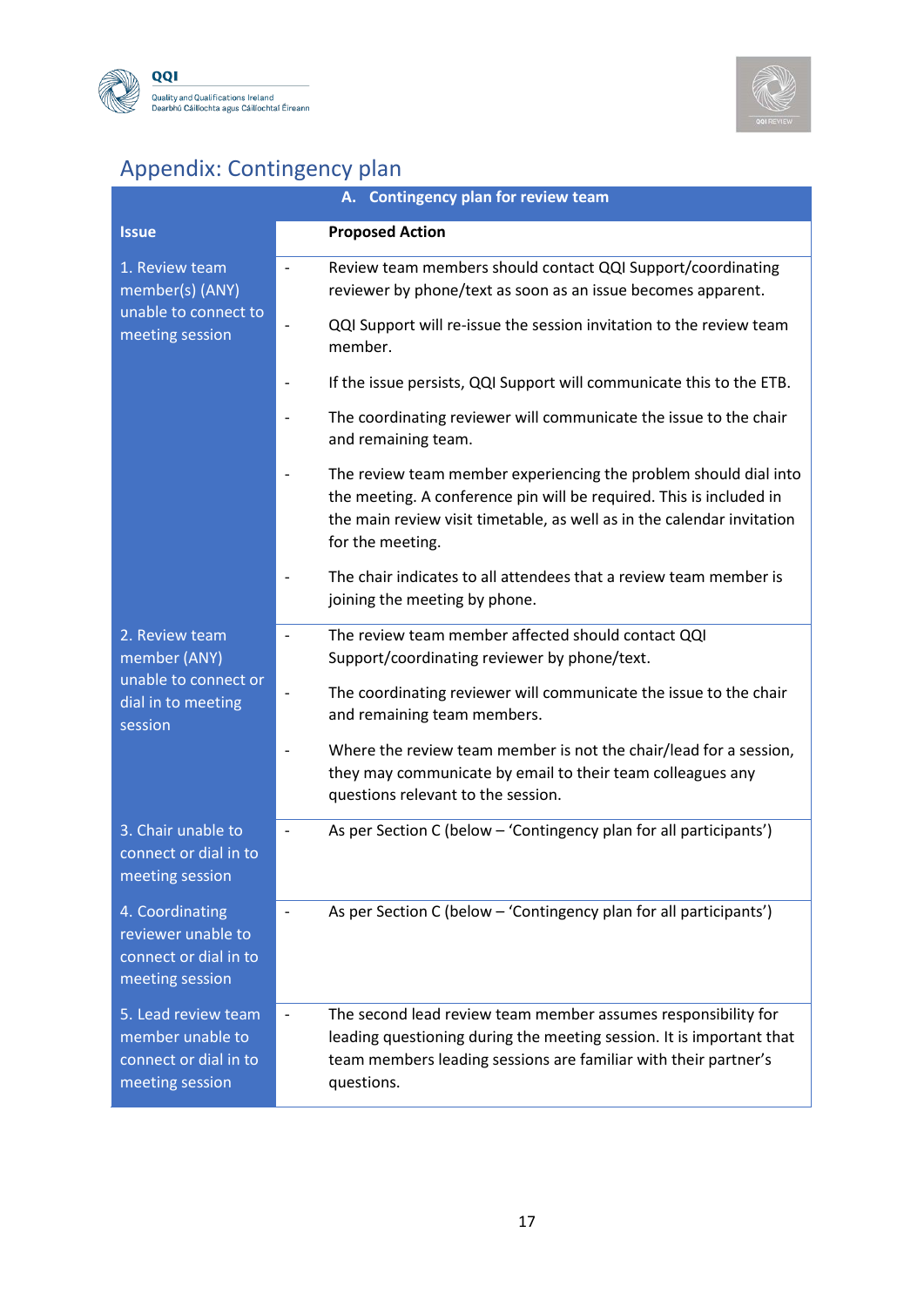## Appendix: Contingency plan

| A. Contingency plan for review team | |
|---|---|
| **Issue** | **Proposed Action** |
| 1. Review team member(s) (ANY) unable to connect to meeting session | - Review team members should contact QQI Support/coordinating reviewer by phone/text as soon as an issue becomes apparent.<br>- QQI Support will re-issue the session invitation to the review team member.<br>- If the issue persists, QQI Support will communicate this to the ETB.<br>- The coordinating reviewer will communicate the issue to the chair and remaining team.<br>- The review team member experiencing the problem should dial into the meeting. A conference pin will be required. This is included in the main review visit timetable, as well as in the calendar invitation for the meeting.<br>- The chair indicates to all attendees that a review team member is joining the meeting by phone. |
| 2. Review team member (ANY) unable to connect or dial in to meeting session | - The review team member affected should contact QQI Support/coordinating reviewer by phone/text.<br>- The coordinating reviewer will communicate the issue to the chair and remaining team members.<br>- Where the review team member is not the chair/lead for a session, they may communicate by email to their team colleagues any questions relevant to the session. |
| 3. Chair unable to connect or dial in to meeting session | - As per Section C (below – 'Contingency plan for all participants') |
| 4. Coordinating reviewer unable to connect or dial in to meeting session | - As per Section C (below – 'Contingency plan for all participants') |
| 5. Lead review team member unable to connect or dial in to meeting session | - The second lead review team member assumes responsibility for leading questioning during the meeting session. It is important that team members leading sessions are familiar with their partner's questions. |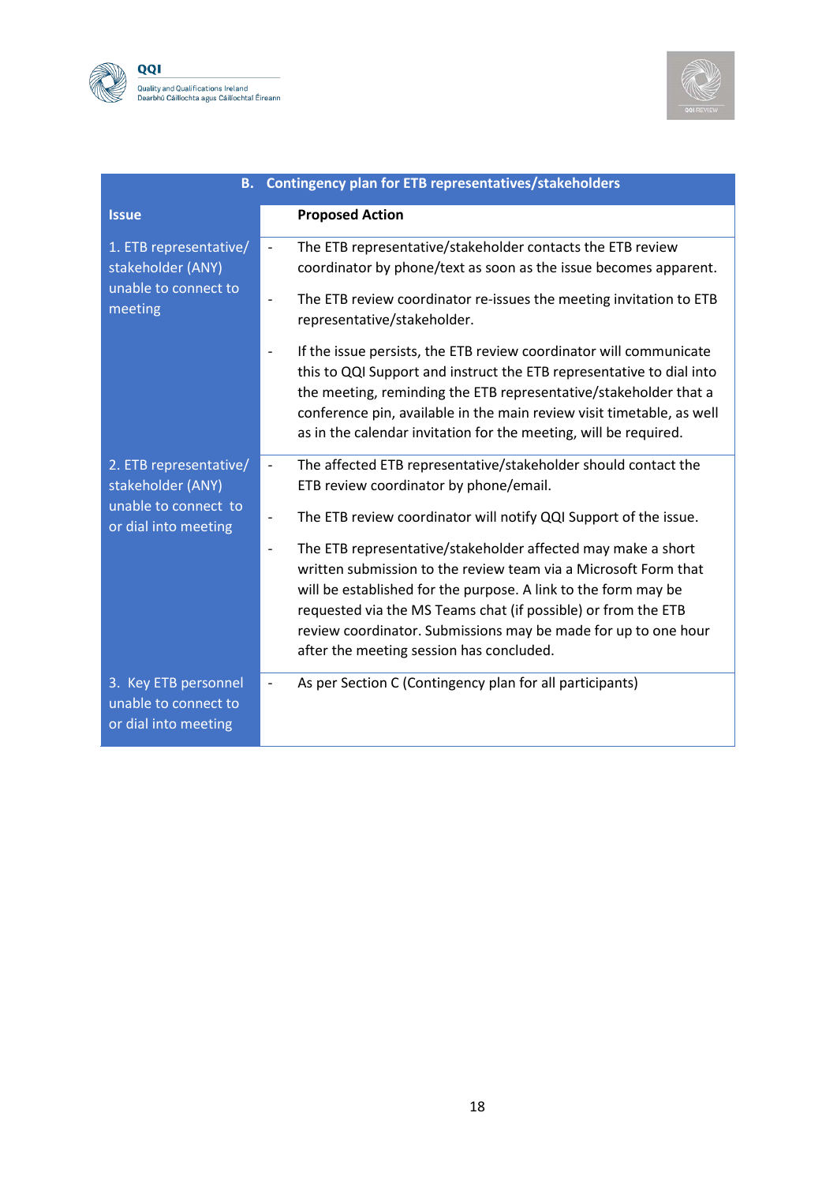| B. Contingency plan for ETB representatives/stakeholders | |
|---|---|
| **Issue** | **Proposed Action** |
| 1. ETB representative/ stakeholder (ANY) unable to connect to meeting | - The ETB representative/stakeholder contacts the ETB review coordinator by phone/text as soon as the issue becomes apparent.<br>- The ETB review coordinator re-issues the meeting invitation to ETB representative/stakeholder.<br>- If the issue persists, the ETB review coordinator will communicate this to QQI Support and instruct the ETB representative to dial into the meeting, reminding the ETB representative/stakeholder that a conference pin, available in the main review visit timetable, as well as in the calendar invitation for the meeting, will be required. |
| 2. ETB representative/ stakeholder (ANY) unable to connect to or dial into meeting | - The affected ETB representative/stakeholder should contact the ETB review coordinator by phone/email.<br>- The ETB review coordinator will notify QQI Support of the issue.<br>- The ETB representative/stakeholder affected may make a short written submission to the review team via a Microsoft Form that will be established for the purpose. A link to the form may be requested via the MS Teams chat (if possible) or from the ETB review coordinator. Submissions may be made for up to one hour after the meeting session has concluded. |
| 3. Key ETB personnel unable to connect to or dial into meeting | - As per Section C (Contingency plan for all participants) |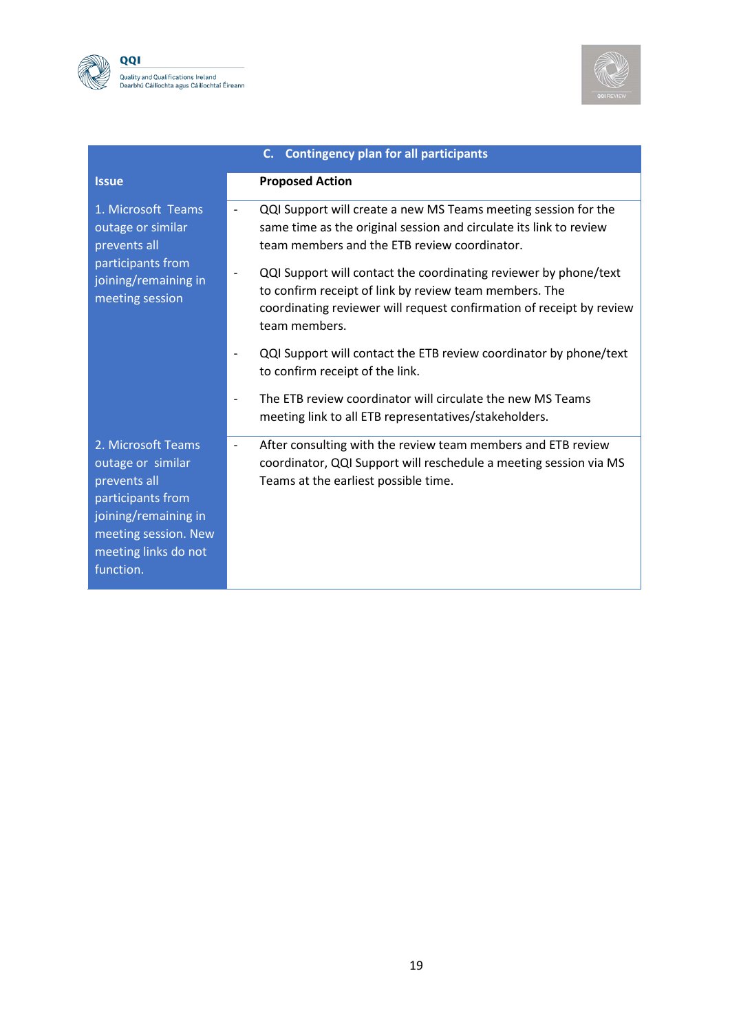| C. Contingency plan for all participants | |
|---|---|
| **Issue** | **Proposed Action** |
| 1. Microsoft Teams outage or similar prevents all participants from joining/remaining in meeting session | - QQI Support will create a new MS Teams meeting session for the same time as the original session and circulate its link to review team members and the ETB review coordinator.<br>- QQI Support will contact the coordinating reviewer by phone/text to confirm receipt of link by review team members. The coordinating reviewer will request confirmation of receipt by review team members.<br>- QQI Support will contact the ETB review coordinator by phone/text to confirm receipt of the link.<br>- The ETB review coordinator will circulate the new MS Teams meeting link to all ETB representatives/stakeholders. |
| 2. Microsoft Teams outage or similar prevents all participants from joining/remaining in meeting session. New meeting links do not function. | - After consulting with the review team members and ETB review coordinator, QQI Support will reschedule a meeting session via MS Teams at the earliest possible time. |